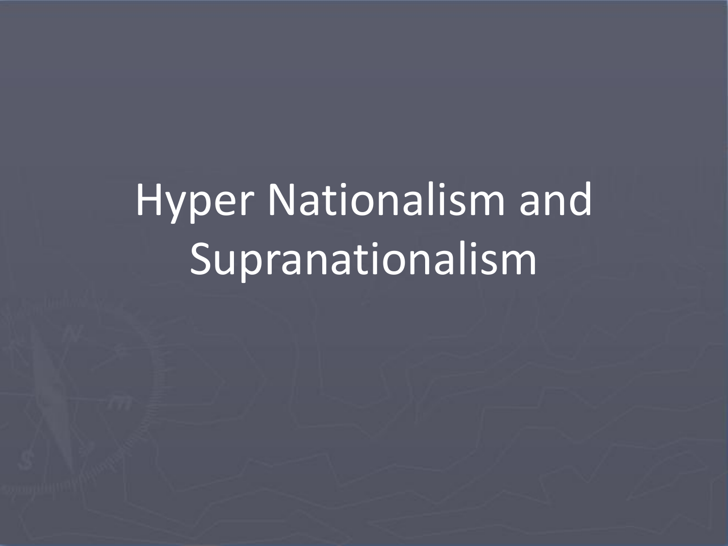# Hyper Nationalism and Supranationalism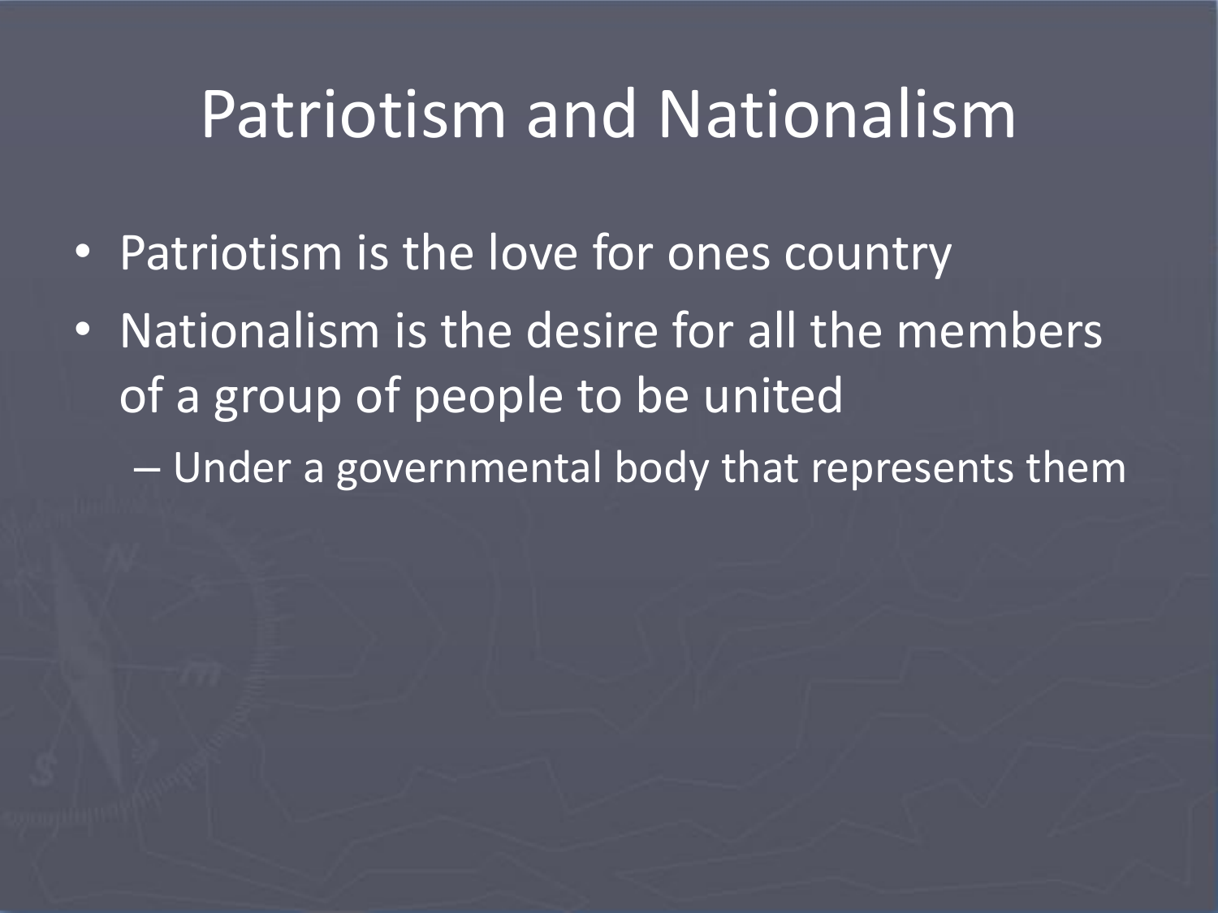# Patriotism and Nationalism

- Patriotism is the love for ones country
- Nationalism is the desire for all the members of a group of people to be united
  - Under a governmental body that represents them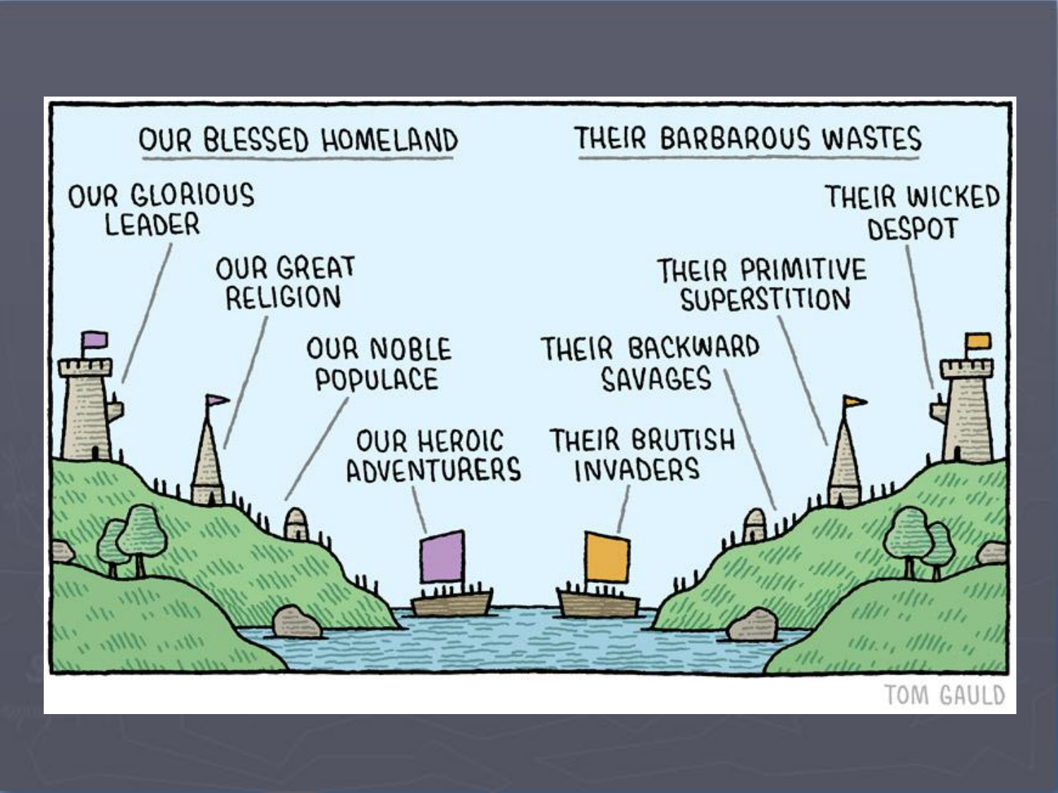OUR BLESSED HOMELAND

THEIR BARBAROUS WASTES

OUR GLORIOUS LEADER

OUR GREAT RELIGION

OUR NOBLE POPULACE

OUR HEROIC ADVENTURERS

THEIR WICKED DESPOT

THEIR PRIMITIVE SUPERSTITION

THEIR BACKWARD SAVAGES

THEIR BRUTISH INVADERS

TOM GAULD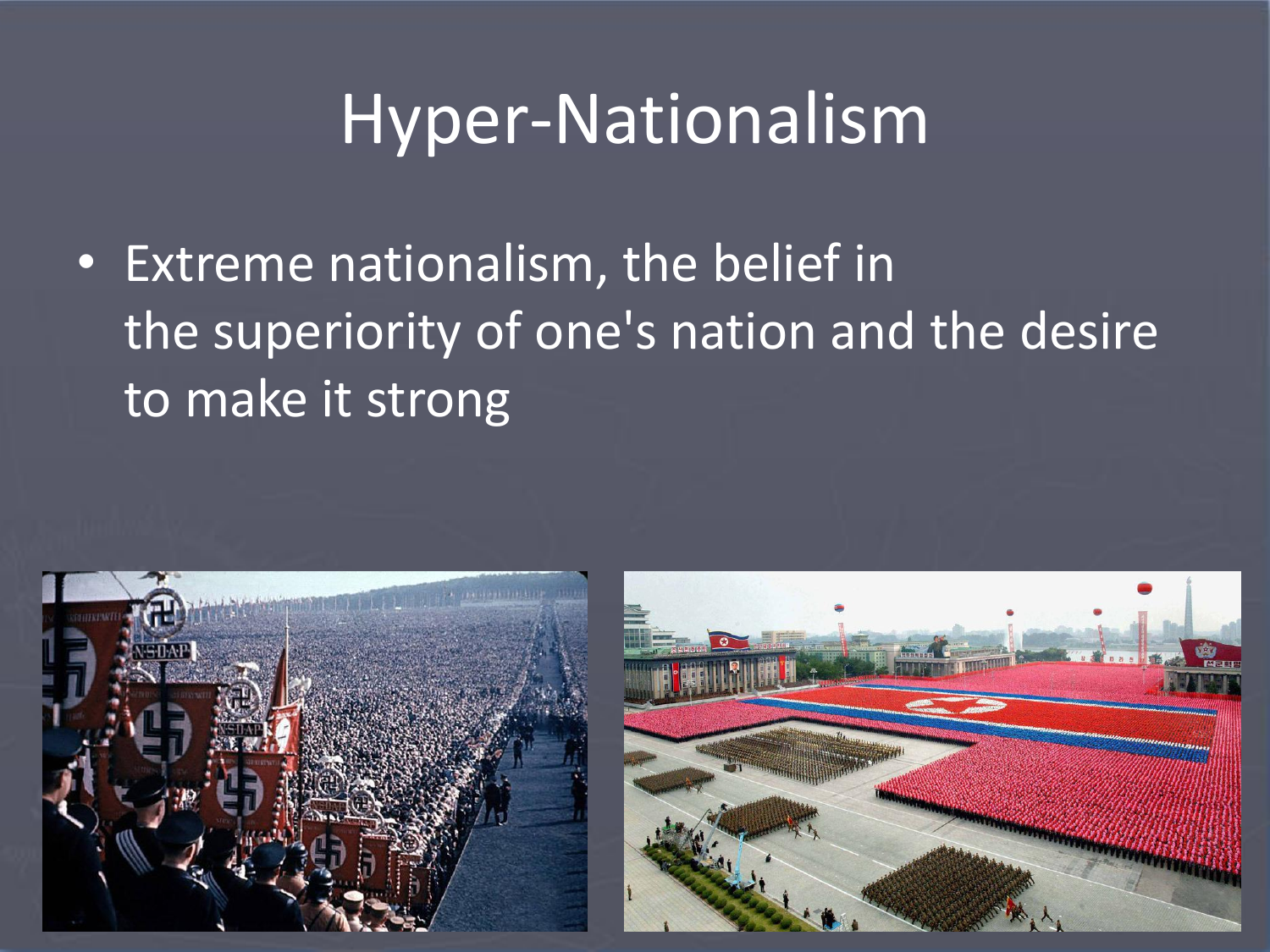# Hyper-Nationalism

- Extreme nationalism, the belief in the superiority of one's nation and the desire to make it strong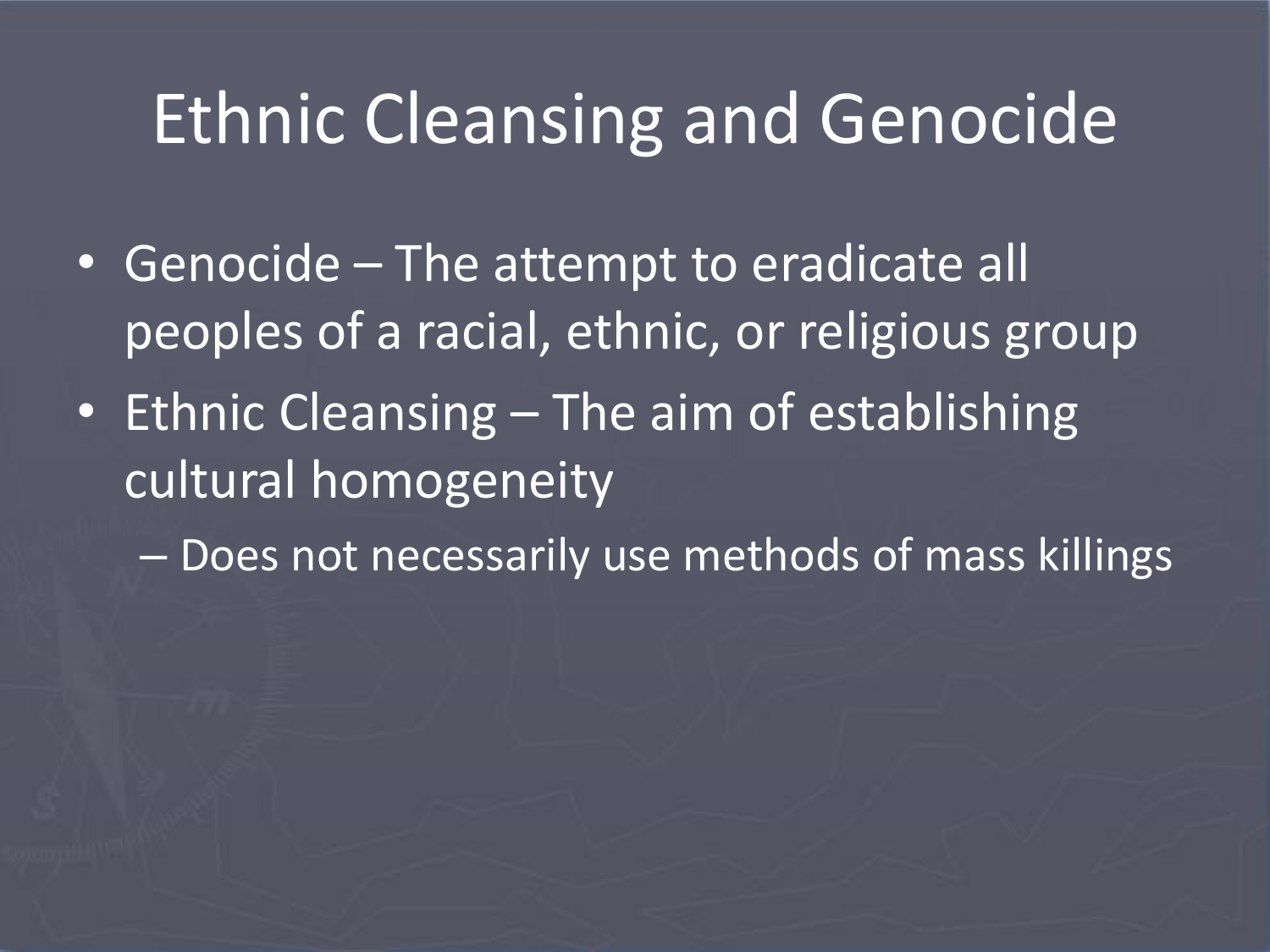# Ethnic Cleansing and Genocide

- Genocide – The attempt to eradicate all peoples of a racial, ethnic, or religious group
- Ethnic Cleansing – The aim of establishing cultural homogeneity
  - Does not necessarily use methods of mass killings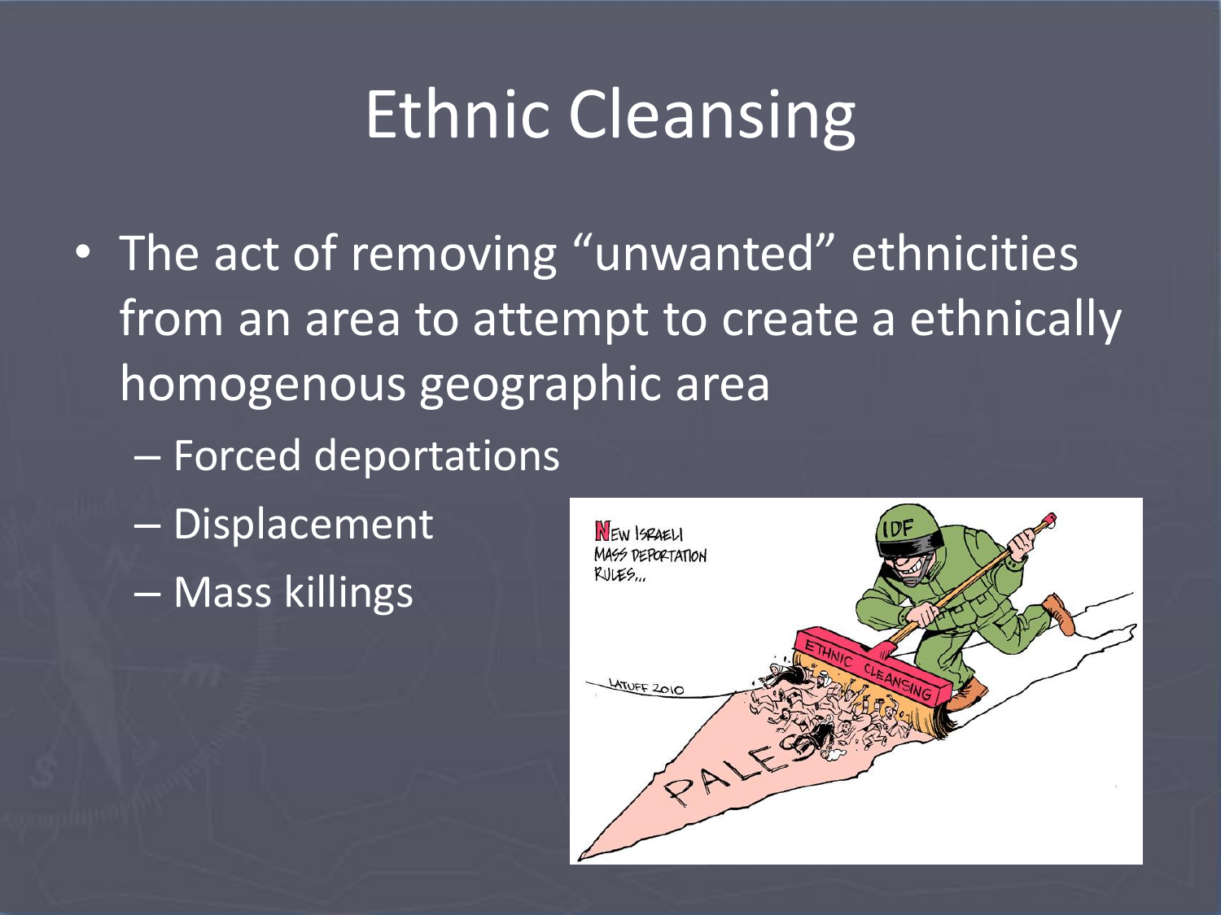# Ethnic Cleansing

- The act of removing "unwanted" ethnicities from an area to attempt to create a ethnically homogenous geographic area
  - Forced deportations
  - Displacement
  - Mass killings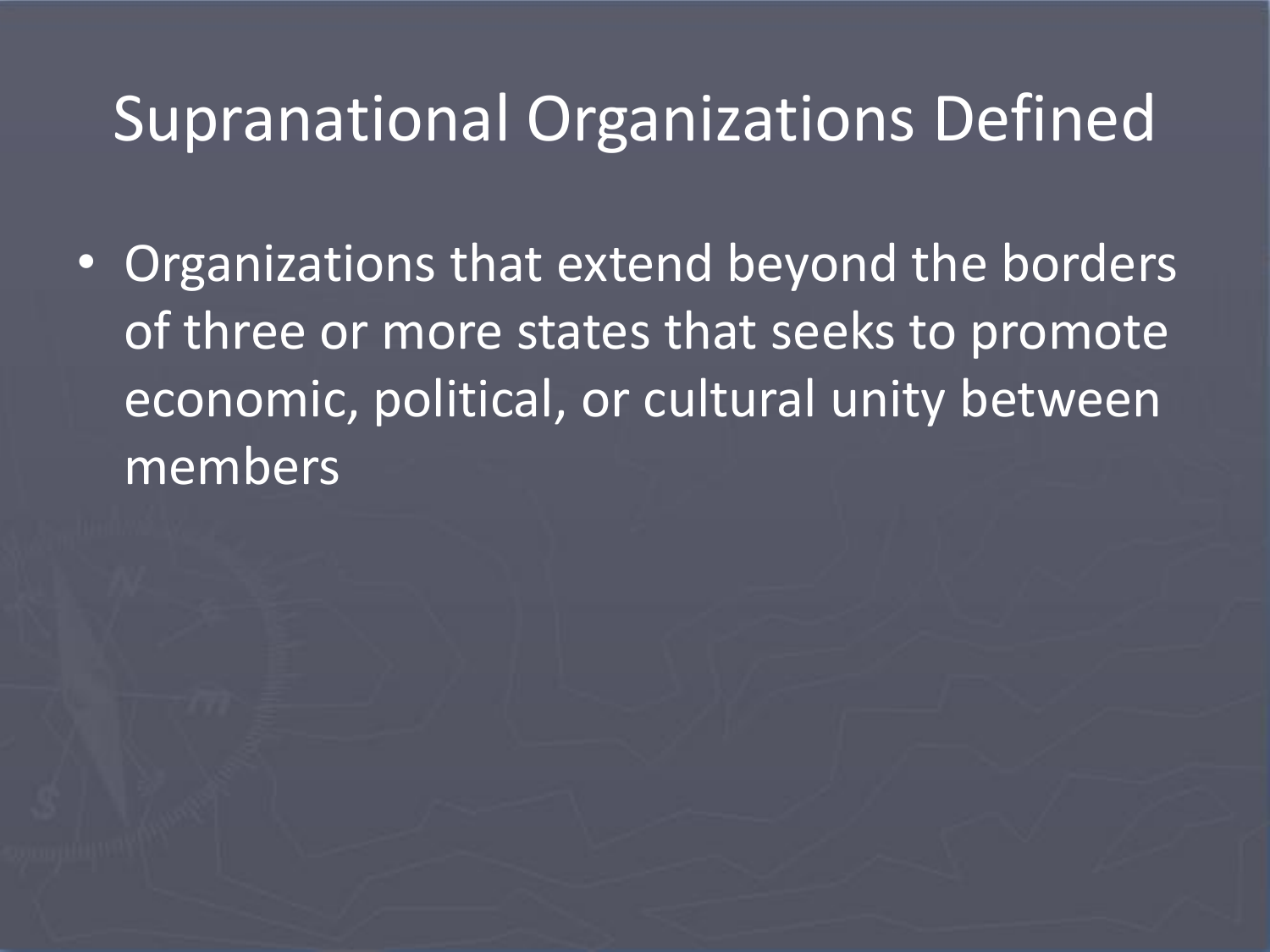# Supranational Organizations Defined

- Organizations that extend beyond the borders of three or more states that seeks to promote economic, political, or cultural unity between members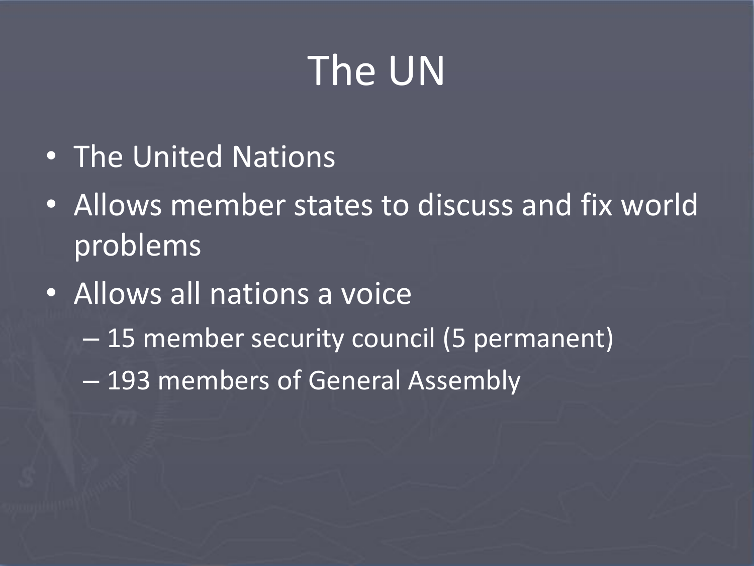# The UN

- The United Nations
- Allows member states to discuss and fix world problems
- Allows all nations a voice
  - 15 member security council (5 permanent)
  - 193 members of General Assembly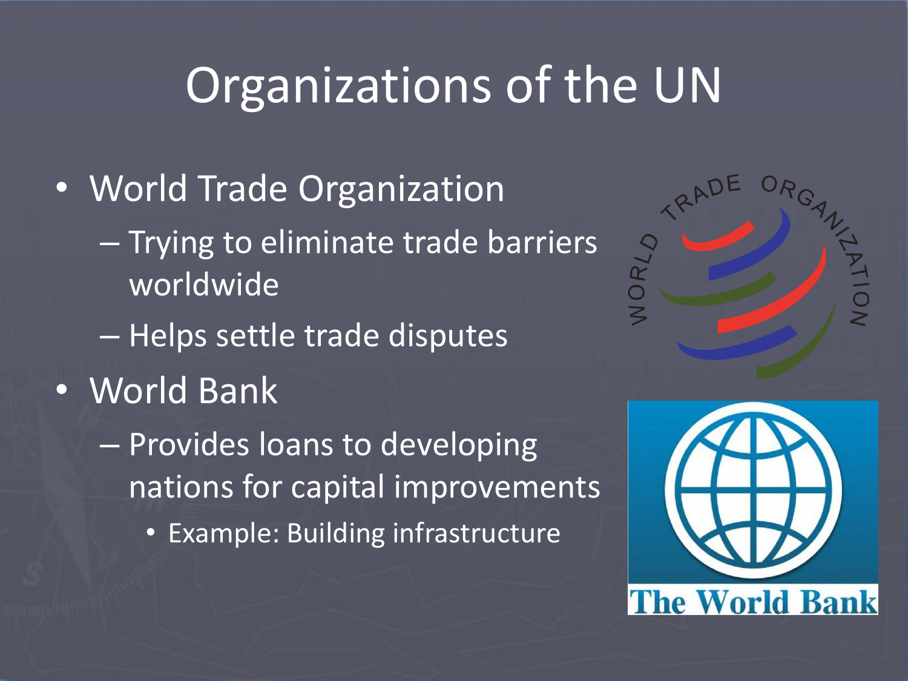# Organizations of the UN

- World Trade Organization
  - Trying to eliminate trade barriers worldwide
  - Helps settle trade disputes
- World Bank
  - Provides loans to developing nations for capital improvements
    - Example: Building infrastructure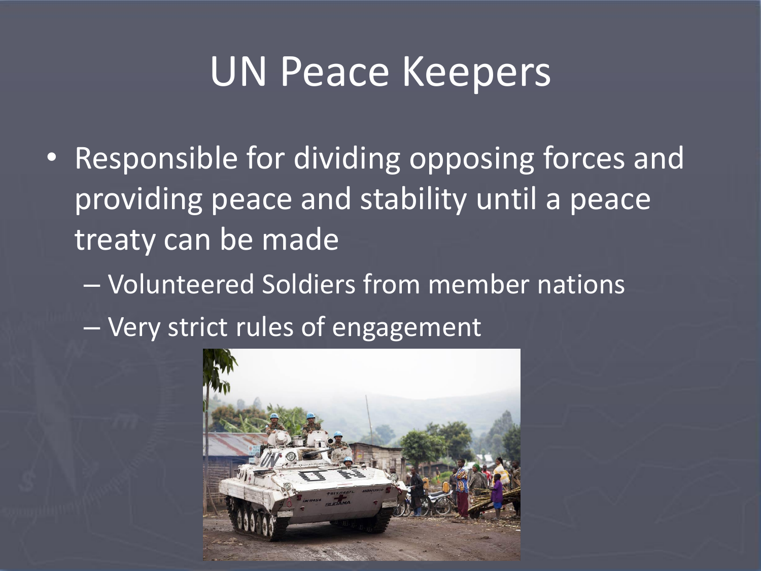# UN Peace Keepers

- Responsible for dividing opposing forces and providing peace and stability until a peace treaty can be made
  - Volunteered Soldiers from member nations
  - Very strict rules of engagement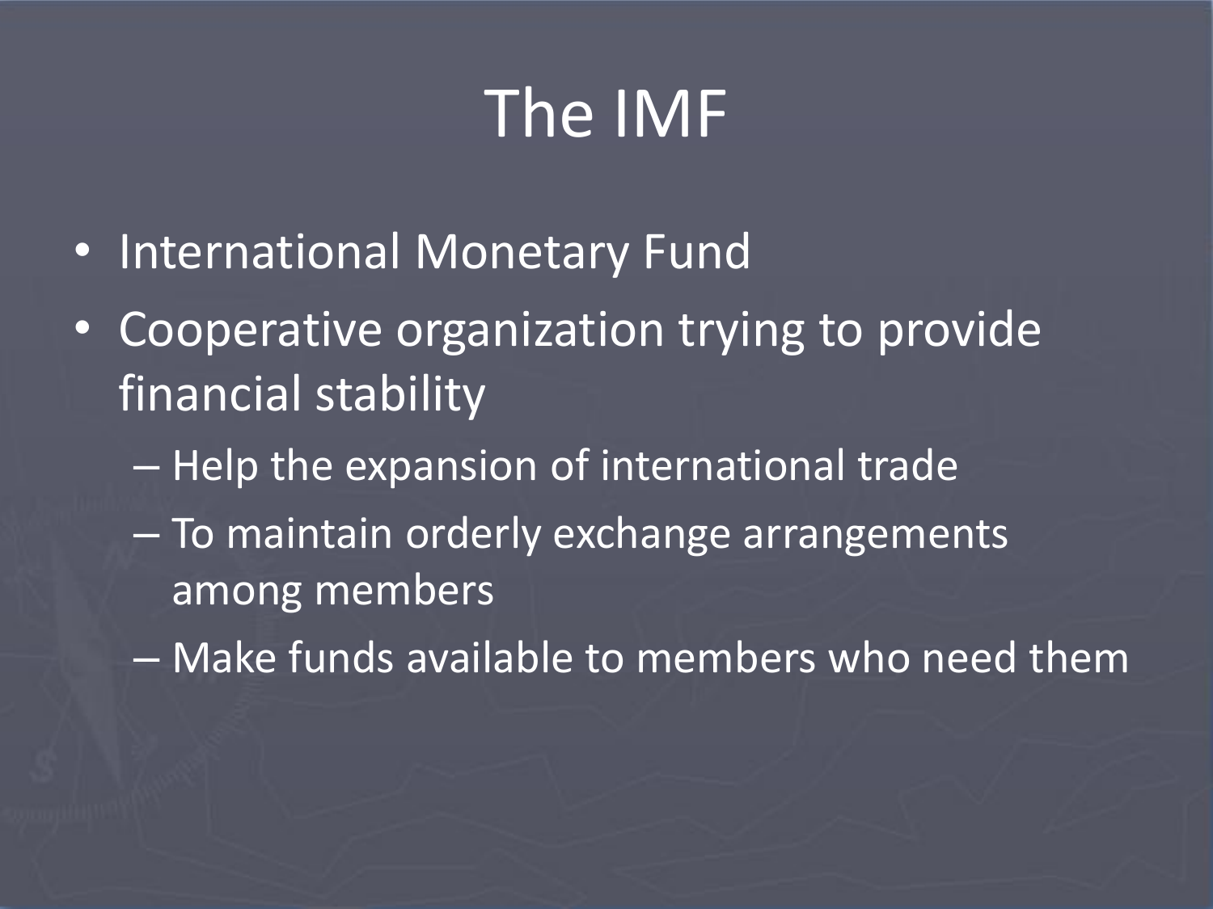# The IMF

- International Monetary Fund
- Cooperative organization trying to provide financial stability
  - Help the expansion of international trade
  - To maintain orderly exchange arrangements among members
  - Make funds available to members who need them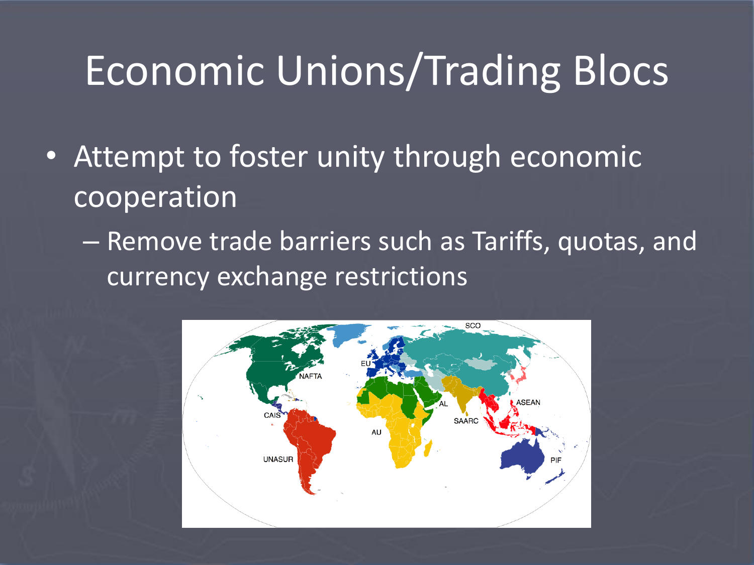# Economic Unions/Trading Blocs

- Attempt to foster unity through economic cooperation
  - Remove trade barriers such as Tariffs, quotas, and currency exchange restrictions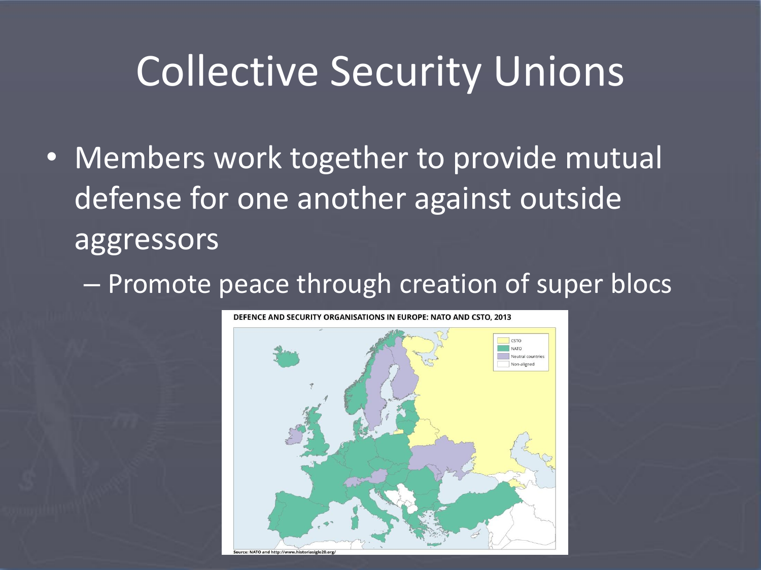# Collective Security Unions

- Members work together to provide mutual defense for one another against outside aggressors
  - Promote peace through creation of super blocs

DEFENCE AND SECURITY ORGANISATIONS IN EUROPE: NATO AND CSTO, 2013

CSTO
NATO
Neutral countries
Non-aligned

Source: NATO and http://www.historiasiglo20.org/